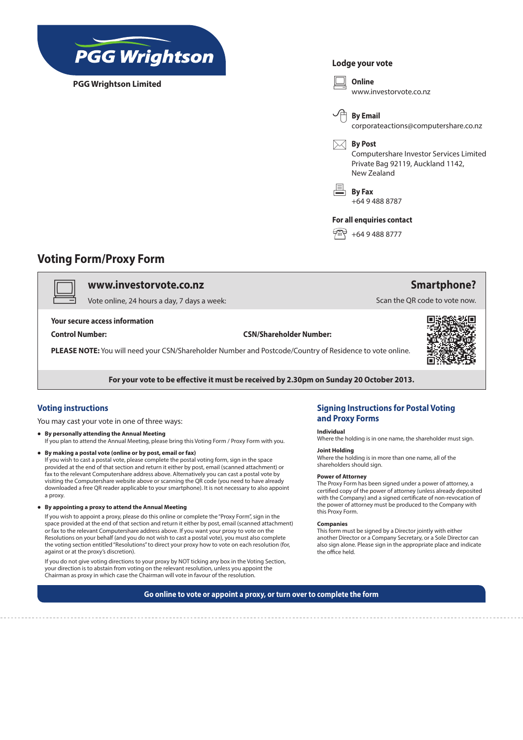**PGG Wrightson Limited**

## Lodge your vote

**Online**
www.investorvote.co.nz

**By Email**
corporateactions@computershare.co.nz

**By Post**
Computershare Investor Services Limited
Private Bag 92119, Auckland 1142,
New Zealand

**By Fax**
+64 9 488 8787

**For all enquiries contact**
+64 9 488 8777

# Voting Form/Proxy Form

**www.investorvote.co.nz**
Vote online, 24 hours a day, 7 days a week:

**Smartphone?**
Scan the QR code to vote now.

**Your secure access information**

**Control Number:**

**CSN/Shareholder Number:**

**PLEASE NOTE:** You will need your CSN/Shareholder Number and Postcode/Country of Residence to vote online.

**For your vote to be effective it must be received by 2.30pm on Sunday 20 October 2013.**

## Voting instructions

You may cast your vote in one of three ways:

- **By personally attending the Annual Meeting**
  If you plan to attend the Annual Meeting, please bring this Voting Form / Proxy Form with you.
- **By making a postal vote (online or by post, email or fax)**
  If you wish to cast a postal vote, please complete the postal voting form, sign in the space provided at the end of that section and return it either by post, email (scanned attachment) or fax to the relevant Computershare address above. Alternatively you can cast a postal vote by visiting the Computershare website above or scanning the QR code (you need to have already downloaded a free QR reader applicable to your smartphone). It is not necessary to also appoint a proxy.
- **By appointing a proxy to attend the Annual Meeting**
  If you wish to appoint a proxy, please do this online or complete the "Proxy Form", sign in the space provided at the end of that section and return it either by post, email (scanned attachment) or fax to the relevant Computershare address above. If you want your proxy to vote on the Resolutions on your behalf (and you do not wish to cast a postal vote), you must also complete the voting section entitled "Resolutions" to direct your proxy how to vote on each resolution (for, against or at the proxy's discretion).

  If you do not give voting directions to your proxy by NOT ticking any box in the Voting Section, your direction is to abstain from voting on the relevant resolution, unless you appoint the Chairman as proxy in which case the Chairman will vote in favour of the resolution.

## Signing Instructions for Postal Voting and Proxy Forms

**Individual**
Where the holding is in one name, the shareholder must sign.

**Joint Holding**
Where the holding is in more than one name, all of the shareholders should sign.

**Power of Attorney**
The Proxy Form has been signed under a power of attorney, a certified copy of the power of attorney (unless already deposited with the Company) and a signed certificate of non-revocation of the power of attorney must be produced to the Company with this Proxy Form.

**Companies**
This form must be signed by a Director jointly with either another Director or a Company Secretary, or a Sole Director can also sign alone. Please sign in the appropriate place and indicate the office held.

**Go online to vote or appoint a proxy, or turn over to complete the form**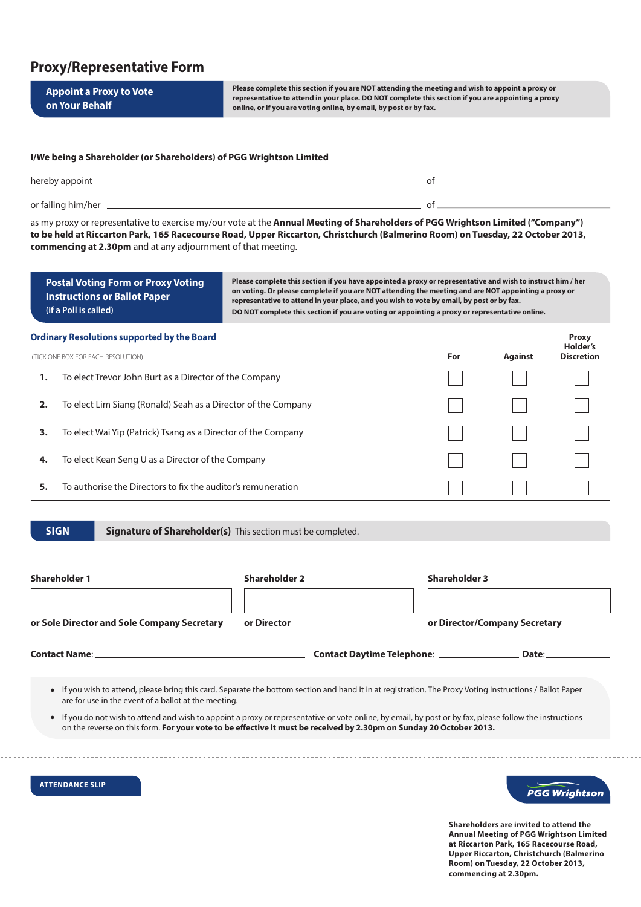# Proxy/Representative Form

## Appoint a Proxy to Vote on Your Behalf

**Please complete this section if you are NOT attending the meeting and wish to appoint a proxy or representative to attend in your place. DO NOT complete this section if you are appointing a proxy online, or if you are voting online, by email, by post or by fax.**

**I/We being a Shareholder (or Shareholders) of PGG Wrightson Limited**

hereby appoint ______________________________ of ______________________________

or failing him/her ______________________________ of ______________________________

as my proxy or representative to exercise my/our vote at the **Annual Meeting of Shareholders of PGG Wrightson Limited ("Company") to be held at Riccarton Park, 165 Racecourse Road, Upper Riccarton, Christchurch (Balmerino Room) on Tuesday, 22 October 2013, commencing at 2.30pm** and at any adjournment of that meeting.

## Postal Voting Form or Proxy Voting Instructions or Ballot Paper (if a Poll is called)

**Please complete this section if you have appointed a proxy or representative and wish to instruct him / her on voting. Or please complete if you are NOT attending the meeting and are NOT appointing a proxy or representative to attend in your place, and you wish to vote by email, by post or by fax.**
**DO NOT complete this section if you are voting or appointing a proxy or representative online.**

### Ordinary Resolutions supported by the Board

(TICK ONE BOX FOR EACH RESOLUTION)

| | | For | Against | Proxy Holder's Discretion |
|---|---|---|---|---|
| **1.** | To elect Trevor John Burt as a Director of the Company | ☐ | ☐ | ☐ |
| **2.** | To elect Lim Siang (Ronald) Seah as a Director of the Company | ☐ | ☐ | ☐ |
| **3.** | To elect Wai Yip (Patrick) Tsang as a Director of the Company | ☐ | ☐ | ☐ |
| **4.** | To elect Kean Seng U as a Director of the Company | ☐ | ☐ | ☐ |
| **5.** | To authorise the Directors to fix the auditor's remuneration | ☐ | ☐ | ☐ |

## SIGN

**Signature of Shareholder(s)** This section must be completed.

| **Shareholder 1** | **Shareholder 2** | **Shareholder 3** |
|---|---|---|
| | | |
| **or Sole Director and Sole Company Secretary** | **or Director** | **or Director/Company Secretary** |

**Contact Name:** ______________________________ **Contact Daytime Telephone:** ______________ **Date:** ______________

- If you wish to attend, please bring this card. Separate the bottom section and hand it in at registration. The Proxy Voting Instructions / Ballot Paper are for use in the event of a ballot at the meeting.
- If you do not wish to attend and wish to appoint a proxy or representative or vote online, by email, by post or by fax, please follow the instructions on the reverse on this form. **For your vote to be effective it must be received by 2.30pm on Sunday 20 October 2013.**

---

**ATTENDANCE SLIP**

**PGG Wrightson**

**Shareholders are invited to attend the Annual Meeting of PGG Wrightson Limited at Riccarton Park, 165 Racecourse Road, Upper Riccarton, Christchurch (Balmerino Room) on Tuesday, 22 October 2013, commencing at 2.30pm.**